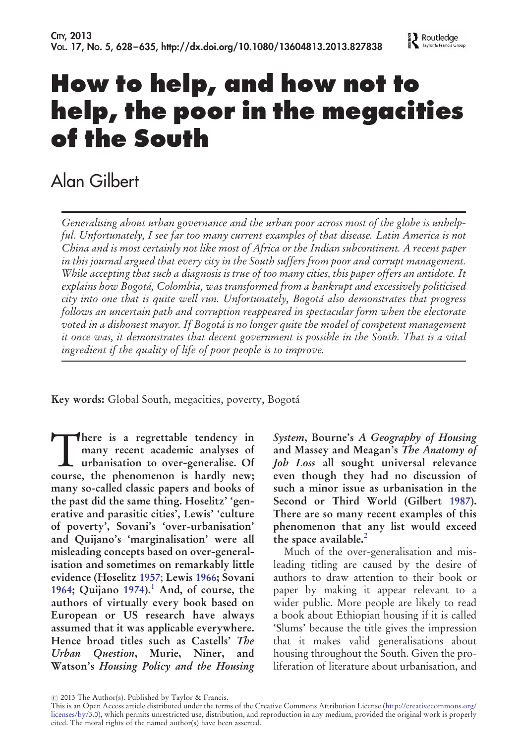# How to help, and how not to help, the poor in the megacities of the South

Alan Gilbert

*Generalising about urban governance and the urban poor across most of the globe is unhelpful. Unfortunately, I see far too many current examples of that disease. Latin America is not China and is most certainly not like most of Africa or the Indian subcontinent. A recent paper in this journal argued that every city in the South suffers from poor and corrupt management. While accepting that such a diagnosis is true of too many cities, this paper offers an antidote. It explains how Bogotá, Colombia, was transformed from a bankrupt and excessively politicised city into one that is quite well run. Unfortunately, Bogotá also demonstrates that progress follows an uncertain path and corruption reappeared in spectacular form when the electorate voted in a dishonest mayor. If Bogotá is no longer quite the model of competent management it once was, it demonstrates that decent government is possible in the South. That is a vital ingredient if the quality of life of poor people is to improve.*

**Key words:** Global South, megacities, poverty, Bogotá

**There is a regrettable tendency in many recent academic analyses of urbanisation to over-generalise. Of course, the phenomenon is hardly new; many so-called classic papers and books of the past did the same thing. Hoselitz' 'generative and parasitic cities', Lewis' 'culture of poverty', Sovani's 'over-urbanisation' and Quijano's 'marginalisation' were all misleading concepts based on over-generalisation and sometimes on remarkably little evidence (Hoselitz 1957; Lewis 1966; Sovani 1964; Quijano 1974).[1] And, of course, the authors of virtually every book based on European or US research have always assumed that it was applicable everywhere. Hence broad titles such as Castells' *The Urban Question*, Murie, Niner, and Watson's *Housing Policy and the Housing System*, Bourne's *A Geography of Housing* and Massey and Meagan's *The Anatomy of Job Loss* all sought universal relevance even though they had no discussion of such a minor issue as urbanisation in the Second or Third World (Gilbert 1987). There are so many recent examples of this phenomenon that any list would exceed the space available.[2]**

Much of the over-generalisation and misleading titling are caused by the desire of authors to draw attention to their book or paper by making it appear relevant to a wider public. More people are likely to read a book about Ethiopian housing if it is called 'Slums' because the title gives the impression that it makes valid generalisations about housing throughout the South. Given the proliferation of literature about urbanisation, and

© 2013 The Author(s). Published by Taylor & Francis.
This is an Open Access article distributed under the terms of the Creative Commons Attribution License (http://creativecommons.org/licenses/by/3.0), which permits unrestricted use, distribution, and reproduction in any medium, provided the original work is properly cited. The moral rights of the named author(s) have been asserted.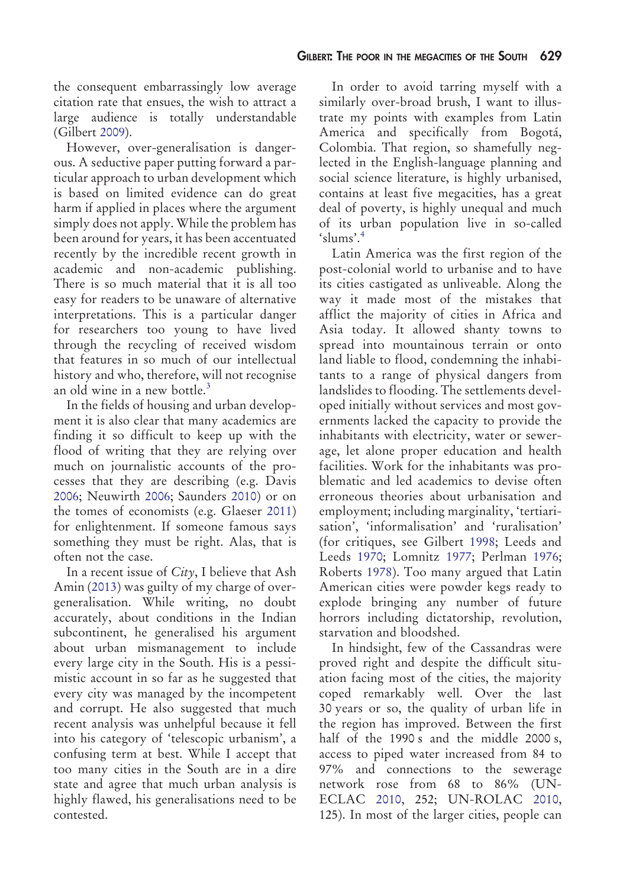the consequent embarrassingly low average citation rate that ensues, the wish to attract a large audience is totally understandable (Gilbert 2009).

However, over-generalisation is dangerous. A seductive paper putting forward a particular approach to urban development which is based on limited evidence can do great harm if applied in places where the argument simply does not apply. While the problem has been around for years, it has been accentuated recently by the incredible recent growth in academic and non-academic publishing. There is so much material that it is all too easy for readers to be unaware of alternative interpretations. This is a particular danger for researchers too young to have lived through the recycling of received wisdom that features in so much of our intellectual history and who, therefore, will not recognise an old wine in a new bottle.[3]

In the fields of housing and urban development it is also clear that many academics are finding it so difficult to keep up with the flood of writing that they are relying over much on journalistic accounts of the processes that they are describing (e.g. Davis 2006; Neuwirth 2006; Saunders 2010) or on the tomes of economists (e.g. Glaeser 2011) for enlightenment. If someone famous says something they must be right. Alas, that is often not the case.

In a recent issue of *City*, I believe that Ash Amin (2013) was guilty of my charge of over-generalisation. While writing, no doubt accurately, about conditions in the Indian subcontinent, he generalised his argument about urban mismanagement to include every large city in the South. His is a pessimistic account in so far as he suggested that every city was managed by the incompetent and corrupt. He also suggested that much recent analysis was unhelpful because it fell into his category of 'telescopic urbanism', a confusing term at best. While I accept that too many cities in the South are in a dire state and agree that much urban analysis is highly flawed, his generalisations need to be contested.

In order to avoid tarring myself with a similarly over-broad brush, I want to illustrate my points with examples from Latin America and specifically from Bogotá, Colombia. That region, so shamefully neglected in the English-language planning and social science literature, is highly urbanised, contains at least five megacities, has a great deal of poverty, is highly unequal and much of its urban population live in so-called 'slums'.[4]

Latin America was the first region of the post-colonial world to urbanise and to have its cities castigated as unliveable. Along the way it made most of the mistakes that afflict the majority of cities in Africa and Asia today. It allowed shanty towns to spread into mountainous terrain or onto land liable to flood, condemning the inhabitants to a range of physical dangers from landslides to flooding. The settlements developed initially without services and most governments lacked the capacity to provide the inhabitants with electricity, water or sewerage, let alone proper education and health facilities. Work for the inhabitants was problematic and led academics to devise often erroneous theories about urbanisation and employment; including marginality, 'tertiarisation', 'informalisation' and 'ruralisation' (for critiques, see Gilbert 1998; Leeds and Leeds 1970; Lomnitz 1977; Perlman 1976; Roberts 1978). Too many argued that Latin American cities were powder kegs ready to explode bringing any number of future horrors including dictatorship, revolution, starvation and bloodshed.

In hindsight, few of the Cassandras were proved right and despite the difficult situation facing most of the cities, the majority coped remarkably well. Over the last 30 years or so, the quality of urban life in the region has improved. Between the first half of the 1990 s and the middle 2000 s, access to piped water increased from 84 to 97% and connections to the sewerage network rose from 68 to 86% (UN-ECLAC 2010, 252; UN-ROLAC 2010, 125). In most of the larger cities, people can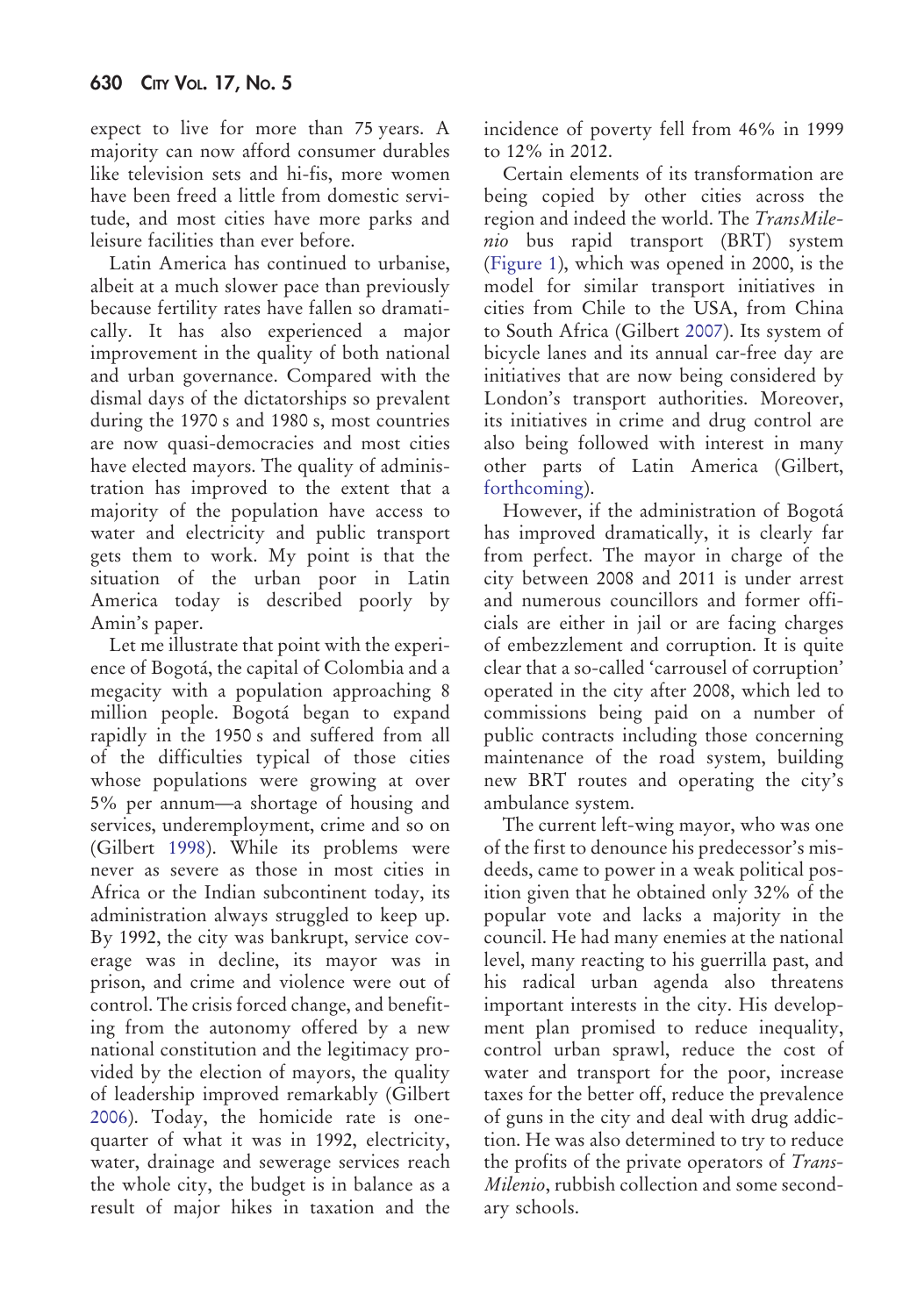expect to live for more than 75 years. A majority can now afford consumer durables like television sets and hi-fis, more women have been freed a little from domestic servitude, and most cities have more parks and leisure facilities than ever before.

Latin America has continued to urbanise, albeit at a much slower pace than previously because fertility rates have fallen so dramatically. It has also experienced a major improvement in the quality of both national and urban governance. Compared with the dismal days of the dictatorships so prevalent during the 1970 s and 1980 s, most countries are now quasi-democracies and most cities have elected mayors. The quality of administration has improved to the extent that a majority of the population have access to water and electricity and public transport gets them to work. My point is that the situation of the urban poor in Latin America today is described poorly by Amin's paper.

Let me illustrate that point with the experience of Bogotá, the capital of Colombia and a megacity with a population approaching 8 million people. Bogotá began to expand rapidly in the 1950 s and suffered from all of the difficulties typical of those cities whose populations were growing at over 5% per annum—a shortage of housing and services, underemployment, crime and so on (Gilbert 1998). While its problems were never as severe as those in most cities in Africa or the Indian subcontinent today, its administration always struggled to keep up. By 1992, the city was bankrupt, service coverage was in decline, its mayor was in prison, and crime and violence were out of control. The crisis forced change, and benefiting from the autonomy offered by a new national constitution and the legitimacy provided by the election of mayors, the quality of leadership improved remarkably (Gilbert 2006). Today, the homicide rate is one-quarter of what it was in 1992, electricity, water, drainage and sewerage services reach the whole city, the budget is in balance as a result of major hikes in taxation and the incidence of poverty fell from 46% in 1999 to 12% in 2012.

Certain elements of its transformation are being copied by other cities across the region and indeed the world. The *TransMilenio* bus rapid transport (BRT) system (Figure 1), which was opened in 2000, is the model for similar transport initiatives in cities from Chile to the USA, from China to South Africa (Gilbert 2007). Its system of bicycle lanes and its annual car-free day are initiatives that are now being considered by London's transport authorities. Moreover, its initiatives in crime and drug control are also being followed with interest in many other parts of Latin America (Gilbert, forthcoming).

However, if the administration of Bogotá has improved dramatically, it is clearly far from perfect. The mayor in charge of the city between 2008 and 2011 is under arrest and numerous councillors and former officials are either in jail or are facing charges of embezzlement and corruption. It is quite clear that a so-called 'carrousel of corruption' operated in the city after 2008, which led to commissions being paid on a number of public contracts including those concerning maintenance of the road system, building new BRT routes and operating the city's ambulance system.

The current left-wing mayor, who was one of the first to denounce his predecessor's misdeeds, came to power in a weak political position given that he obtained only 32% of the popular vote and lacks a majority in the council. He had many enemies at the national level, many reacting to his guerrilla past, and his radical urban agenda also threatens important interests in the city. His development plan promised to reduce inequality, control urban sprawl, reduce the cost of water and transport for the poor, increase taxes for the better off, reduce the prevalence of guns in the city and deal with drug addiction. He was also determined to try to reduce the profits of the private operators of *TransMilenio*, rubbish collection and some secondary schools.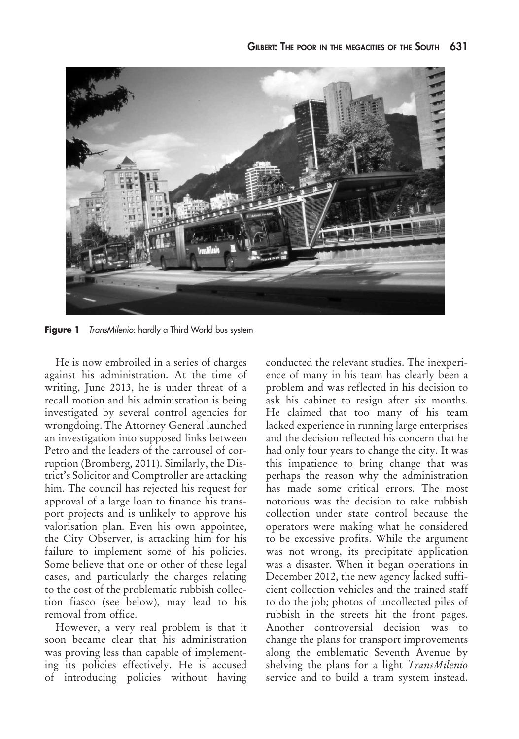**Figure 1** *TransMilenio*: hardly a Third World bus system

He is now embroiled in a series of charges against his administration. At the time of writing, June 2013, he is under threat of a recall motion and his administration is being investigated by several control agencies for wrongdoing. The Attorney General launched an investigation into supposed links between Petro and the leaders of the carrousel of corruption (Bromberg, 2011). Similarly, the District's Solicitor and Comptroller are attacking him. The council has rejected his request for approval of a large loan to finance his transport projects and is unlikely to approve his valorisation plan. Even his own appointee, the City Observer, is attacking him for his failure to implement some of his policies. Some believe that one or other of these legal cases, and particularly the charges relating to the cost of the problematic rubbish collection fiasco (see below), may lead to his removal from office.

However, a very real problem is that it soon became clear that his administration was proving less than capable of implementing its policies effectively. He is accused of introducing policies without having conducted the relevant studies. The inexperience of many in his team has clearly been a problem and was reflected in his decision to ask his cabinet to resign after six months. He claimed that too many of his team lacked experience in running large enterprises and the decision reflected his concern that he had only four years to change the city. It was this impatience to bring change that was perhaps the reason why the administration has made some critical errors. The most notorious was the decision to take rubbish collection under state control because the operators were making what he considered to be excessive profits. While the argument was not wrong, its precipitate application was a disaster. When it began operations in December 2012, the new agency lacked sufficient collection vehicles and the trained staff to do the job; photos of uncollected piles of rubbish in the streets hit the front pages. Another controversial decision was to change the plans for transport improvements along the emblematic Seventh Avenue by shelving the plans for a light *TransMilenio* service and to build a tram system instead.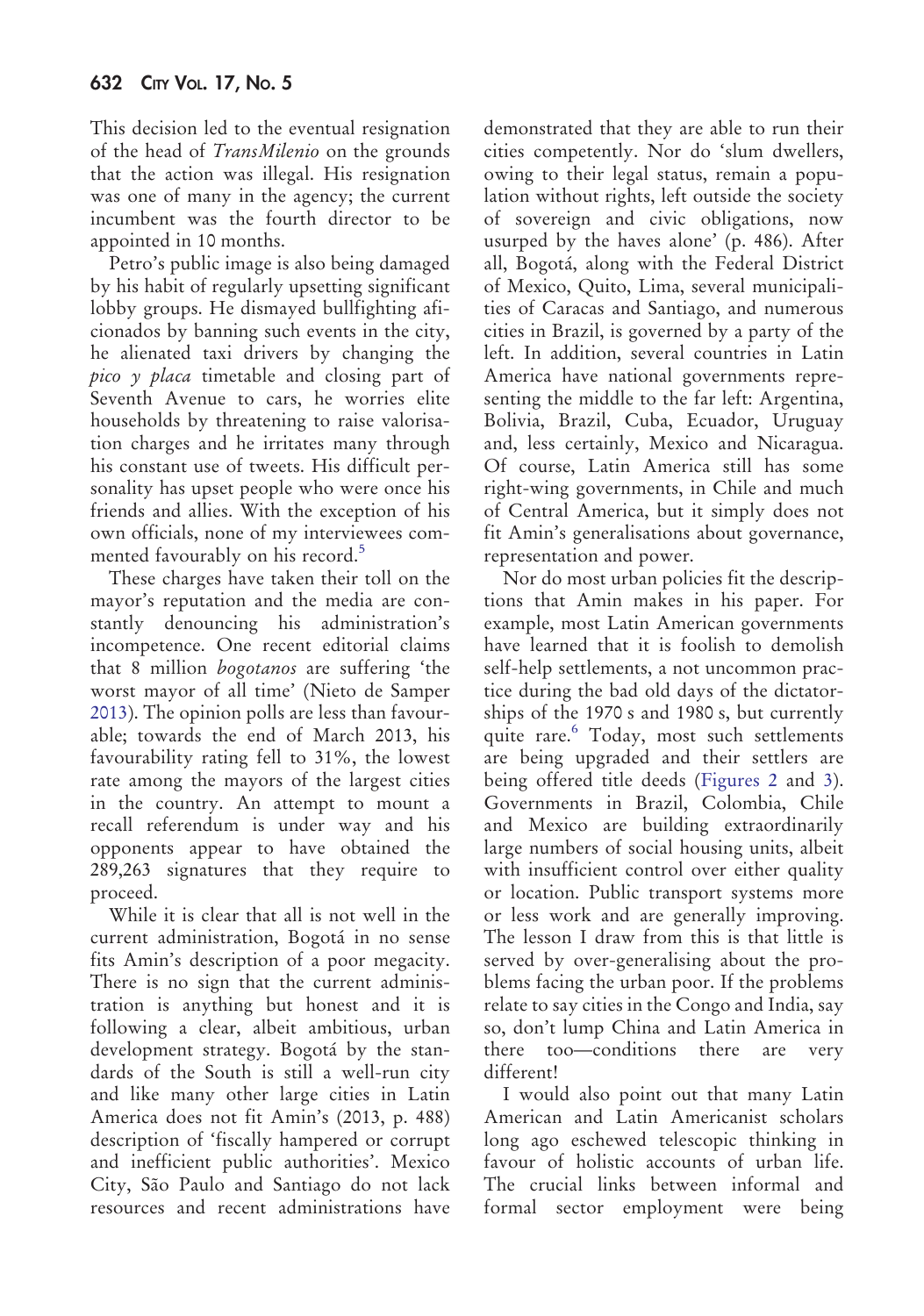This decision led to the eventual resignation of the head of *TransMilenio* on the grounds that the action was illegal. His resignation was one of many in the agency; the current incumbent was the fourth director to be appointed in 10 months.

Petro's public image is also being damaged by his habit of regularly upsetting significant lobby groups. He dismayed bullfighting aficionados by banning such events in the city, he alienated taxi drivers by changing the *pico y placa* timetable and closing part of Seventh Avenue to cars, he worries elite households by threatening to raise valorisation charges and he irritates many through his constant use of tweets. His difficult personality has upset people who were once his friends and allies. With the exception of his own officials, none of my interviewees commented favourably on his record.[5]

These charges have taken their toll on the mayor's reputation and the media are constantly denouncing his administration's incompetence. One recent editorial claims that 8 million *bogotanos* are suffering 'the worst mayor of all time' (Nieto de Samper 2013). The opinion polls are less than favourable; towards the end of March 2013, his favourability rating fell to 31%, the lowest rate among the mayors of the largest cities in the country. An attempt to mount a recall referendum is under way and his opponents appear to have obtained the 289,263 signatures that they require to proceed.

While it is clear that all is not well in the current administration, Bogotá in no sense fits Amin's description of a poor megacity. There is no sign that the current administration is anything but honest and it is following a clear, albeit ambitious, urban development strategy. Bogotá by the standards of the South is still a well-run city and like many other large cities in Latin America does not fit Amin's (2013, p. 488) description of 'fiscally hampered or corrupt and inefficient public authorities'. Mexico City, São Paulo and Santiago do not lack resources and recent administrations have demonstrated that they are able to run their cities competently. Nor do 'slum dwellers, owing to their legal status, remain a population without rights, left outside the society of sovereign and civic obligations, now usurped by the haves alone' (p. 486). After all, Bogotá, along with the Federal District of Mexico, Quito, Lima, several municipalities of Caracas and Santiago, and numerous cities in Brazil, is governed by a party of the left. In addition, several countries in Latin America have national governments representing the middle to the far left: Argentina, Bolivia, Brazil, Cuba, Ecuador, Uruguay and, less certainly, Mexico and Nicaragua. Of course, Latin America still has some right-wing governments, in Chile and much of Central America, but it simply does not fit Amin's generalisations about governance, representation and power.

Nor do most urban policies fit the descriptions that Amin makes in his paper. For example, most Latin American governments have learned that it is foolish to demolish self-help settlements, a not uncommon practice during the bad old days of the dictatorships of the 1970 s and 1980 s, but currently quite rare.[6] Today, most such settlements are being upgraded and their settlers are being offered title deeds (Figures 2 and 3). Governments in Brazil, Colombia, Chile and Mexico are building extraordinarily large numbers of social housing units, albeit with insufficient control over either quality or location. Public transport systems more or less work and are generally improving. The lesson I draw from this is that little is served by over-generalising about the problems facing the urban poor. If the problems relate to say cities in the Congo and India, say so, don't lump China and Latin America in there too—conditions there are very different!

I would also point out that many Latin American and Latin Americanist scholars long ago eschewed telescopic thinking in favour of holistic accounts of urban life. The crucial links between informal and formal sector employment were being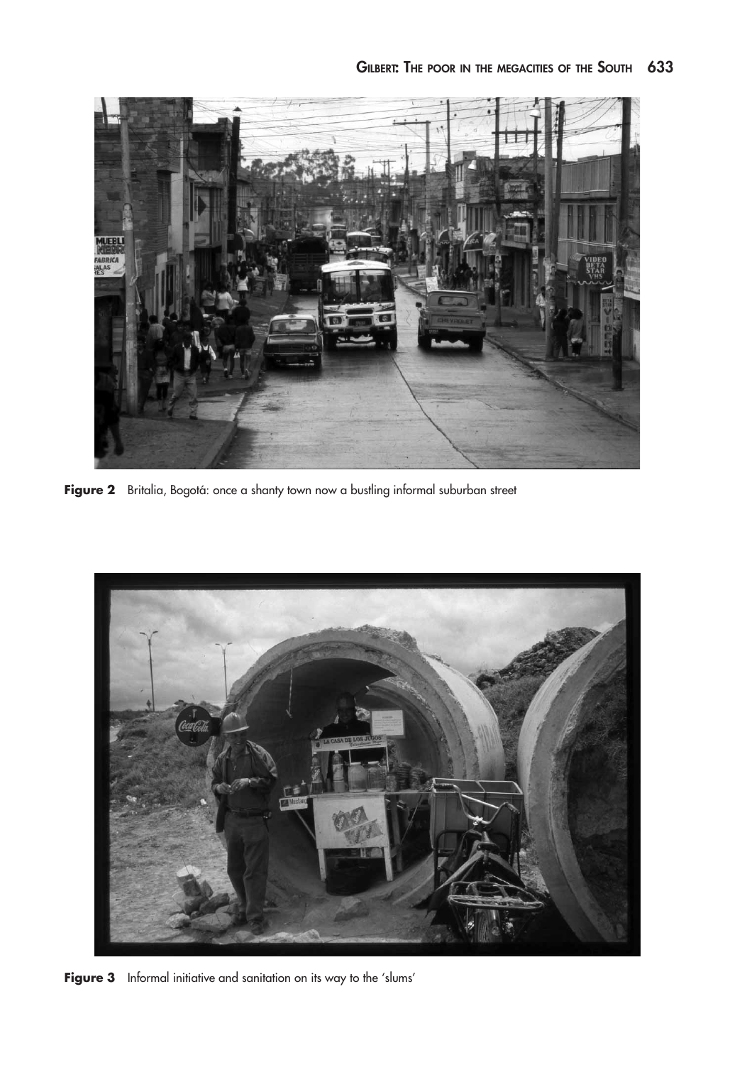**Figure 2** Britalia, Bogotá: once a shanty town now a bustling informal suburban street

**Figure 3** Informal initiative and sanitation on its way to the 'slums'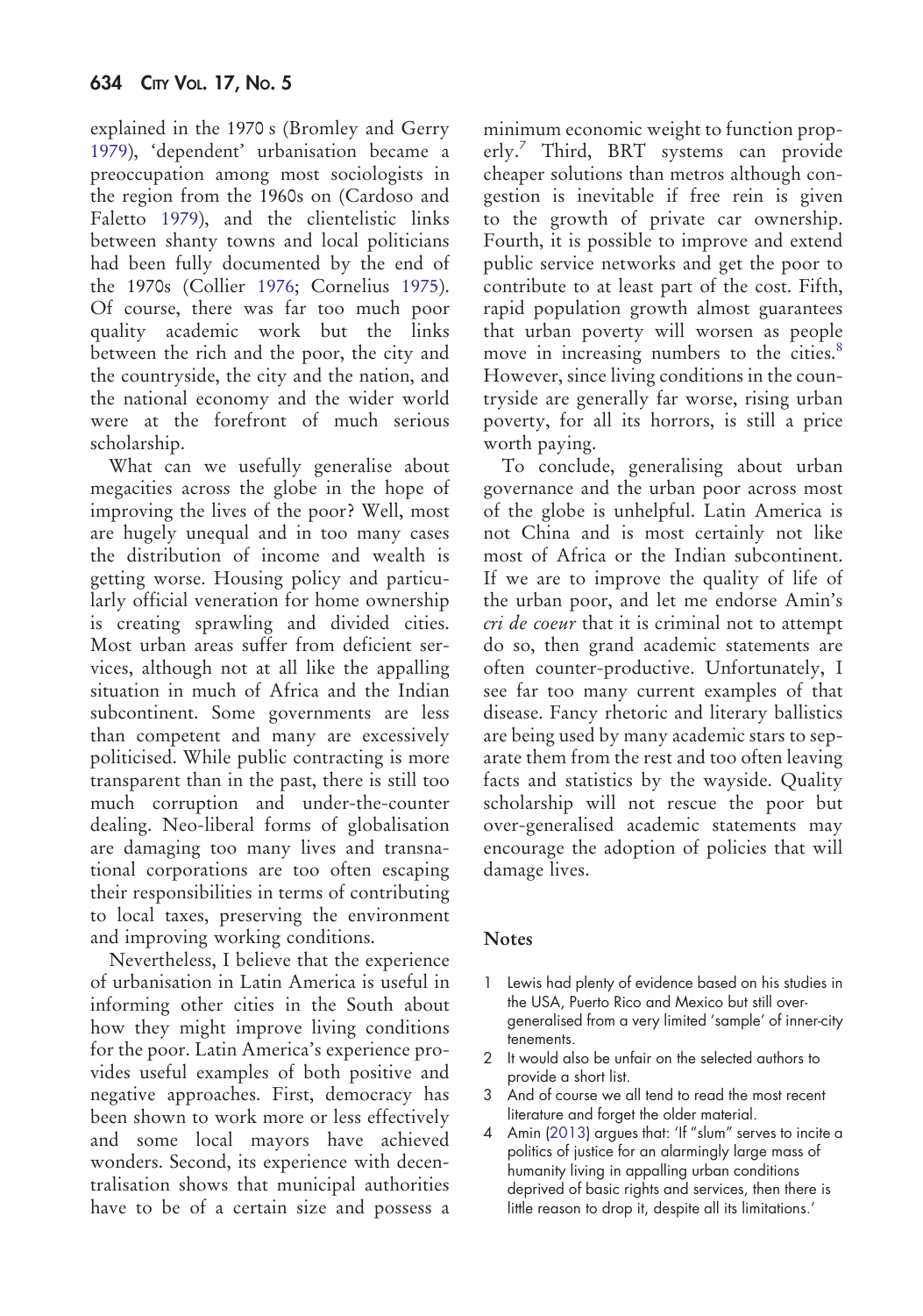explained in the 1970 s (Bromley and Gerry 1979), 'dependent' urbanisation became a preoccupation among most sociologists in the region from the 1960s on (Cardoso and Faletto 1979), and the clientelistic links between shanty towns and local politicians had been fully documented by the end of the 1970s (Collier 1976; Cornelius 1975). Of course, there was far too much poor quality academic work but the links between the rich and the poor, the city and the countryside, the city and the nation, and the national economy and the wider world were at the forefront of much serious scholarship.

What can we usefully generalise about megacities across the globe in the hope of improving the lives of the poor? Well, most are hugely unequal and in too many cases the distribution of income and wealth is getting worse. Housing policy and particularly official veneration for home ownership is creating sprawling and divided cities. Most urban areas suffer from deficient services, although not at all like the appalling situation in much of Africa and the Indian subcontinent. Some governments are less than competent and many are excessively politicised. While public contracting is more transparent than in the past, there is still too much corruption and under-the-counter dealing. Neo-liberal forms of globalisation are damaging too many lives and transnational corporations are too often escaping their responsibilities in terms of contributing to local taxes, preserving the environment and improving working conditions.

Nevertheless, I believe that the experience of urbanisation in Latin America is useful in informing other cities in the South about how they might improve living conditions for the poor. Latin America's experience provides useful examples of both positive and negative approaches. First, democracy has been shown to work more or less effectively and some local mayors have achieved wonders. Second, its experience with decentralisation shows that municipal authorities have to be of a certain size and possess a minimum economic weight to function properly.[7] Third, BRT systems can provide cheaper solutions than metros although congestion is inevitable if free rein is given to the growth of private car ownership. Fourth, it is possible to improve and extend public service networks and get the poor to contribute to at least part of the cost. Fifth, rapid population growth almost guarantees that urban poverty will worsen as people move in increasing numbers to the cities.[8] However, since living conditions in the countryside are generally far worse, rising urban poverty, for all its horrors, is still a price worth paying.

To conclude, generalising about urban governance and the urban poor across most of the globe is unhelpful. Latin America is not China and is most certainly not like most of Africa or the Indian subcontinent. If we are to improve the quality of life of the urban poor, and let me endorse Amin's *cri de coeur* that it is criminal not to attempt do so, then grand academic statements are often counter-productive. Unfortunately, I see far too many current examples of that disease. Fancy rhetoric and literary ballistics are being used by many academic stars to separate them from the rest and too often leaving facts and statistics by the wayside. Quality scholarship will not rescue the poor but over-generalised academic statements may encourage the adoption of policies that will damage lives.

## Notes

1. Lewis had plenty of evidence based on his studies in the USA, Puerto Rico and Mexico but still over-generalised from a very limited 'sample' of inner-city tenements.
2. It would also be unfair on the selected authors to provide a short list.
3. And of course we all tend to read the most recent literature and forget the older material.
4. Amin (2013) argues that: 'If "slum" serves to incite a politics of justice for an alarmingly large mass of humanity living in appalling urban conditions deprived of basic rights and services, then there is little reason to drop it, despite all its limitations.'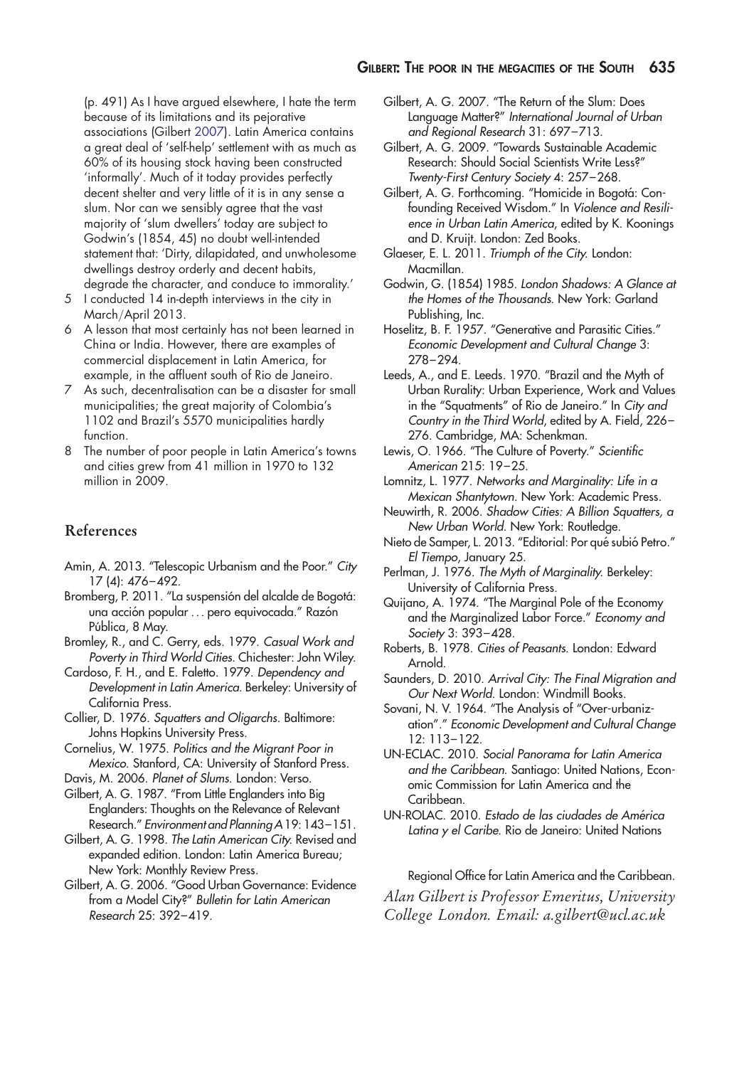(p. 491) As I have argued elsewhere, I hate the term because of its limitations and its pejorative associations (Gilbert 2007). Latin America contains a great deal of 'self-help' settlement with as much as 60% of its housing stock having been constructed 'informally'. Much of it today provides perfectly decent shelter and very little of it is in any sense a slum. Nor can we sensibly agree that the vast majority of 'slum dwellers' today are subject to Godwin's (1854, 45) no doubt well-intended statement that: 'Dirty, dilapidated, and unwholesome dwellings destroy orderly and decent habits, degrade the character, and conduce to immorality.'

5 I conducted 14 in-depth interviews in the city in March/April 2013.

6 A lesson that most certainly has not been learned in China or India. However, there are examples of commercial displacement in Latin America, for example, in the affluent south of Rio de Janeiro.

7 As such, decentralisation can be a disaster for small municipalities; the great majority of Colombia's 1102 and Brazil's 5570 municipalities hardly function.

8 The number of poor people in Latin America's towns and cities grew from 41 million in 1970 to 132 million in 2009.

## References

Amin, A. 2013. "Telescopic Urbanism and the Poor." *City* 17 (4): 476–492.

Bromberg, P. 2011. "La suspensión del alcalde de Bogotá: una acción popular … pero equivocada." Razón Pública, 8 May.

Bromley, R., and C. Gerry, eds. 1979. *Casual Work and Poverty in Third World Cities*. Chichester: John Wiley.

Cardoso, F. H., and E. Faletto. 1979. *Dependency and Development in Latin America*. Berkeley: University of California Press.

Collier, D. 1976. *Squatters and Oligarchs*. Baltimore: Johns Hopkins University Press.

Cornelius, W. 1975. *Politics and the Migrant Poor in Mexico*. Stanford, CA: University of Stanford Press.

Davis, M. 2006. *Planet of Slums*. London: Verso.

Gilbert, A. G. 1987. "From Little Englanders into Big Englanders: Thoughts on the Relevance of Relevant Research." *Environment and Planning A* 19: 143–151.

Gilbert, A. G. 1998. *The Latin American City*. Revised and expanded edition. London: Latin America Bureau; New York: Monthly Review Press.

Gilbert, A. G. 2006. "Good Urban Governance: Evidence from a Model City?" *Bulletin for Latin American Research* 25: 392–419.

Gilbert, A. G. 2007. "The Return of the Slum: Does Language Matter?" *International Journal of Urban and Regional Research* 31: 697–713.

Gilbert, A. G. 2009. "Towards Sustainable Academic Research: Should Social Scientists Write Less?" *Twenty-First Century Society* 4: 257–268.

Gilbert, A. G. Forthcoming. "Homicide in Bogotá: Confounding Received Wisdom." In *Violence and Resilience in Urban Latin America*, edited by K. Koonings and D. Kruijt. London: Zed Books.

Glaeser, E. L. 2011. *Triumph of the City*. London: Macmillan.

Godwin, G. (1854) 1985. *London Shadows: A Glance at the Homes of the Thousands*. New York: Garland Publishing, Inc.

Hoselitz, B. F. 1957. "Generative and Parasitic Cities." *Economic Development and Cultural Change* 3: 278–294.

Leeds, A., and E. Leeds. 1970. "Brazil and the Myth of Urban Rurality: Urban Experience, Work and Values in the "Squatments" of Rio de Janeiro." In *City and Country in the Third World*, edited by A. Field, 226–276. Cambridge, MA: Schenkman.

Lewis, O. 1966. "The Culture of Poverty." *Scientific American* 215: 19–25.

Lomnitz, L. 1977. *Networks and Marginality: Life in a Mexican Shantytown*. New York: Academic Press.

Neuwirth, R. 2006. *Shadow Cities: A Billion Squatters, a New Urban World*. New York: Routledge.

Nieto de Samper, L. 2013. "Editorial: Por qué subió Petro." *El Tiempo*, January 25.

Perlman, J. 1976. *The Myth of Marginality*. Berkeley: University of California Press.

Quijano, A. 1974. "The Marginal Pole of the Economy and the Marginalized Labor Force." *Economy and Society* 3: 393–428.

Roberts, B. 1978. *Cities of Peasants*. London: Edward Arnold.

Saunders, D. 2010. *Arrival City: The Final Migration and Our Next World*. London: Windmill Books.

Sovani, N. V. 1964. "The Analysis of "Over-urbanization"." *Economic Development and Cultural Change* 12: 113–122.

UN-ECLAC. 2010. *Social Panorama for Latin America and the Caribbean*. Santiago: United Nations, Economic Commission for Latin America and the Caribbean.

UN-ROLAC. 2010. *Estado de las ciudades de América Latina y el Caribe*. Rio de Janeiro: United Nations Regional Office for Latin America and the Caribbean.

*Alan Gilbert is Professor Emeritus, University College London. Email: a.gilbert@ucl.ac.uk*